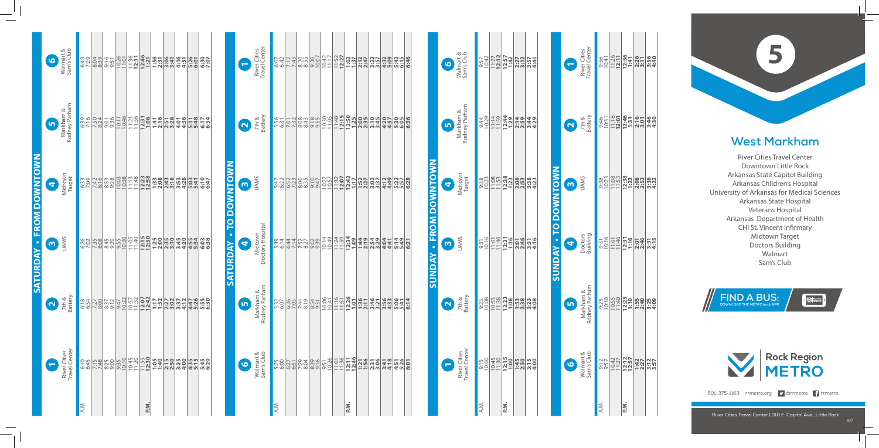# 5

## West Markham

River Cities Travel Center
Downtown Little Rock
Arkansas State Capitol Building
Arkansas Children's Hospital
University of Arkansas for Medical Sciences
Arkansas State Hospital
Veterans Hospital
Arkansas Department of Health
CHI St. Vincent Infirmary
Midtown Target
Doctors Building
Walmart
Sam's Club

**FIND A BUS:** DOWNLOAD THE METROtrack APP

Rock Region METRO

501-375-1163 rrmetro.org @rrmetro rrmetro

River Cities Travel Center | 310 E. Capitol Ave., Little Rock

## SATURDAY • FROM DOWNTOWN

| | 1 River Cities Travel Center | 2 7th & Battery | 3 UAMS | 4 Midtown Target | 5 Markham & Rodney Parham | 6 Walmart & Sam's Club |
|---|---|---|---|---|---|---|
| A.M. | 6:10 | 6:18 | 6:26 | 6:33 | 6:39 | 6:49 |
| | 6:45 | 6:54 | 7:02 | 7:09 | 7:16 | 7:29 |
| | 7:15 | 7:27 | 7:35 | 7:42 | 7:50 | 8:04 |
| | 7:48 | 8:00 | 8:08 | 8:16 | 8:24 | 8:39 |
| | 8:25 | 8:37 | 8:45 | 8:53 | 9:01 | 9:16 |
| | 9:00 | 9:12 | 9:20 | 9:28 | 9:36 | 9:51 |
| | 9:35 | 9:47 | 9:55 | 10:03 | 10:11 | 10:26 |
| | 10:10 | 10:22 | 10:30 | 10:38 | 10:46 | 11:01 |
| | 10:45 | 10:57 | 11:05 | 11:13 | 11:21 | 11:36 |
| | 11:20 | 11:32 | 11:40 | 11:48 | 11:56 | **12:11** |
| P.M. | 11:55 | **12:07** | **12:15** | **12:23** | **12:31** | **12:46** |
| | **12:30** | **12:42** | **12:50** | **12:58** | **1:06** | **1:21** |
| | **1:05** | **1:17** | **1:25** | **1:33** | **1:41** | **1:56** |
| | **1:40** | **1:52** | **2:00** | **2:08** | **2:16** | **2:31** |
| | **2:15** | **2:27** | **2:35** | **2:43** | **2:51** | **3:06** |
| | **2:50** | **3:02** | **3:10** | **3:18** | **3:26** | **3:41** |
| | **3:25** | **3:37** | **3:45** | **3:53** | **4:01** | **4:16** |
| | **4:00** | **4:12** | **4:20** | **4:28** | **4:36** | **4:51** |
| | **4:35** | **4:47** | **4:55** | **5:03** | **5:11** | **5:26** |
| | **5:10** | **5:26** | **5:34** | **5:41** | **5:48** | **6:01** |
| | **5:45** | **5:55** | **6:03** | **6:10** | **6:17** | **6:30** |
| | **6:20** | **6:30** | **6:38** | **6:47** | **6:54** | **7:07** |

## SATURDAY • TO DOWNTOWN

| | 6 Walmart & Sam's Club | 5 Markham & Rodney Parham | 4 Midtown Doctors Hospital | 3 UAMS | 2 7th & Battery | 1 River Cities Travel Center |
|---|---|---|---|---|---|---|
| A.M. | 5:25 | 5:32 | 5:39 | 5:47 | 5:56 | 6:07 |
| | 6:00 | 6:07 | 6:14 | 6:22 | 6:31 | 6:42 |
| | 6:27 | 6:36 | 6:44 | 6:52 | 7:01 | 7:12 |
| | 6:51 | 7:05 | 7:14 | 7:23 | 7:32 | 7:45 |
| | 7:29 | 7:44 | 7:52 | 8:00 | 8:08 | 8:20 |
| | 8:04 | 8:19 | 8:27 | 8:35 | 8:43 | 8:55 |
| | 8:39 | 8:54 | 9:02 | 9:10 | 9:18 | 9:30 |
| | 9:15 | 9:31 | 9:39 | 9:47 | 9:55 | 10:07 |
| | 9:51 | 10:06 | 10:14 | 10:22 | 10:30 | 10:42 |
| | 10:26 | 10:41 | 10:49 | 10:57 | 11:05 | 11:17 |
| | 11:01 | 11:16 | 11:24 | 11:32 | 11:40 | 11:52 |
| | 11:36 | 11:51 | 11:59 | **12:07** | **12:15** | **12:27** |
| P.M. | **12:11** | **12:26** | **12:34** | **12:42** | **12:50** | **1:02** |
| | **12:46** | **1:01** | **1:09** | **1:17** | **1:25** | **1:37** |
| | **1:21** | **1:36** | **1:44** | **1:52** | **2:00** | **2:12** |
| | **1:56** | **2:11** | **2:19** | **2:27** | **2:35** | **2:47** |
| | **2:31** | **2:46** | **2:54** | **3:02** | **3:10** | **3:22** |
| | **3:06** | **3:21** | **3:29** | **3:37** | **3:45** | **3:57** |
| | **3:41** | **3:56** | **4:04** | **4:12** | **4:20** | **4:32** |
| | **4:18** | **4:33** | **4:41** | **4:49** | **4:57** | **5:09** |
| | **4:51** | **5:06** | **5:14** | **5:22** | **5:30** | **5:42** |
| | **5:26** | **5:41** | **5:49** | **5:57** | **6:05** | **6:17** |
| | **6:01** | **6:14** | **6:21** | **6:28** | **6:36** | **6:46** |

## SUNDAY • FROM DOWNTOWN

| | 1 River Cities Travel Center | 2 7th & Battery | 3 UAMS | 4 Midtown Target | 5 Markham & Rodney Parham | 6 Walmart & Sam's Club |
|---|---|---|---|---|---|---|
| A.M. | 9:15 | 9:23 | 9:31 | 9:38 | 9:44 | 9:57 |
| | 10:00 | 10:08 | 10:16 | 10:23 | 10:29 | 10:42 |
| | 10:45 | 10:53 | 11:01 | 11:08 | 11:14 | 11:27 |
| | 11:30 | 11:38 | 11:46 | 11:53 | 11:59 | **12:12** |
| P.M. | **12:15** | **12:23** | **12:31** | **12:38** | **12:44** | **12:57** |
| | **1:00** | **1:08** | **1:16** | **1:23** | **1:29** | **1:42** |
| | **1:45** | **1:53** | **2:01** | **2:08** | **2:14** | **2:27** |
| | **2:30** | **2:38** | **2:46** | **2:53** | **2:59** | **3:12** |
| | **3:15** | **3:23** | **3:31** | **3:38** | **3:44** | **3:57** |
| | **4:00** | **4:08** | **4:16** | **4:23** | **4:29** | **4:41** |

## SUNDAY • TO DOWNTOWN

| | 6 Walmart & Sam's Club | 5 Markham & Rodney Parham | 4 Doctors Building | 3 UAMS | 2 7th & Battery | 1 River Cities Travel Center |
|---|---|---|---|---|---|---|
| A.M. | 9:12 | 9:25 | 9:31 | 9:38 | 9:46 | 9:56 |
| | 9:57 | 10:10 | 10:16 | 10:23 | 10:31 | 10:41 |
| | 10:42 | 10:55 | 11:01 | 11:08 | 11:16 | 11:26 |
| | 11:27 | 11:40 | 11:46 | 11:53 | **12:01** | **12:11** |
| P.M. | **12:12** | **12:25** | **12:31** | **12:38** | **12:46** | **12:56** |
| | **12:57** | **1:10** | **1:16** | **1:23** | **1:31** | **1:41** |
| | **1:42** | **1:55** | **2:01** | **2:08** | **2:16** | **2:26** |
| | **2:27** | **2:40** | **2:46** | **2:53** | **3:01** | **3:11** |
| | **3:12** | **3:25** | **3:31** | **3:38** | **3:46** | **3:56** |
| | **3:57** | **4:09** | **4:15** | **4:22** | **4:30** | **4:40** |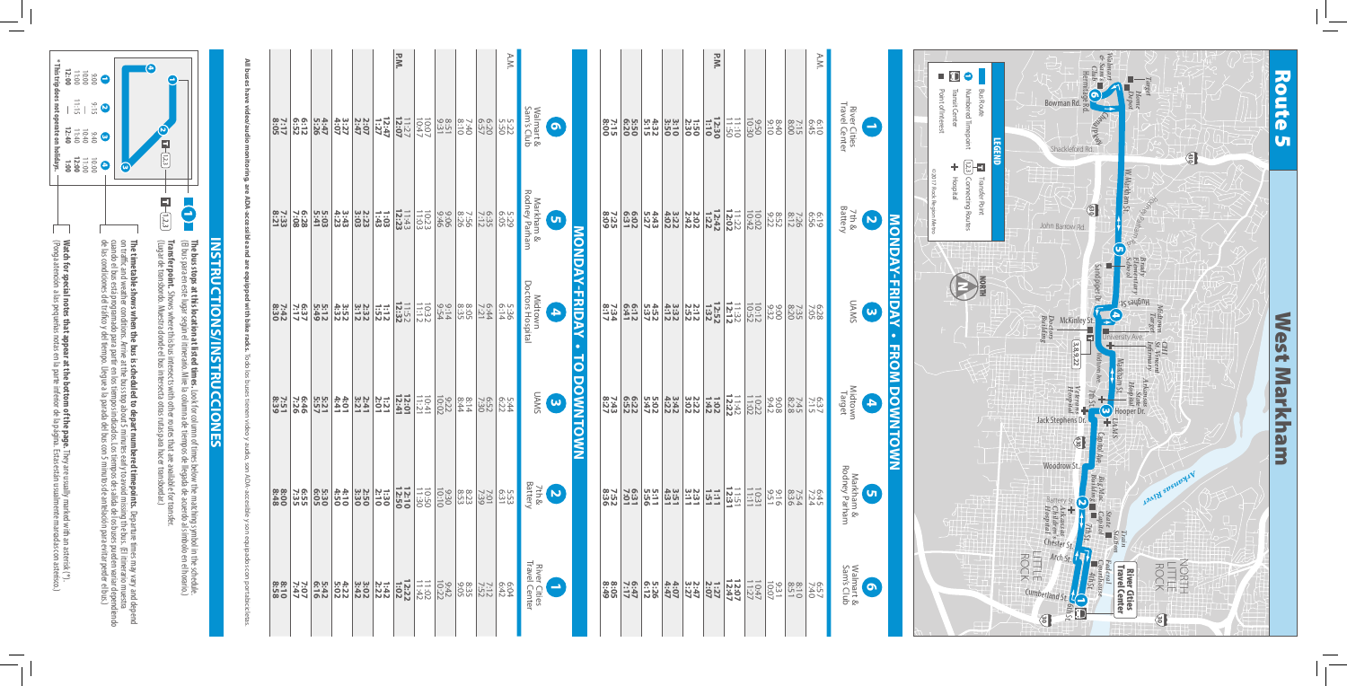# Route 5 West Markham

**LEGEND**

- Bus Route
- Numbered Timepoint
- Transit Center
- Point of Interest
- Transfer Point
- Connecting Routes
- Hospital

## MONDAY-FRIDAY • FROM DOWNTOWN

| | 1 River Cities Travel Center | 2 7th & Battery | 3 UAMS | 4 Midtown Target | 5 Markham & Rodney Parham | 6 Walmart & Sam's Club |
|---|---|---|---|---|---|---|
| A.M. | 6:10 | 6:19 | 6:28 | 6:37 | 6:45 | 6:57 |
| | 6:45 | 6:56 | 7:05 | 7:15 | 7:24 | 7:40 |
| | 7:15 | 7:26 | 7:35 | 7:45 | 7:54 | 8:10 |
| | 8:00 | 8:12 | 8:20 | 8:28 | 8:36 | 8:51 |
| | 8:40 | 8:52 | 9:00 | 9:08 | 9:16 | 9:31 |
| | 9:10 | 9:22 | 9:32 | 9:42 | 9:51 | 10:07 |
| | 9:50 | 10:02 | 10:12 | 10:22 | 10:31 | 10:47 |
| | 10:30 | 10:42 | 10:52 | 11:02 | 11:11 | 11:27 |
| | 11:10 | 11:22 | 11:32 | 11:42 | 11:51 | **12:07** |
| | 11:50 | **12:02** | **12:12** | **12:22** | **12:31** | **12:47** |
| P.M. | **12:30** | **12:42** | **12:52** | **1:02** | **1:11** | **1:27** |
| | **1:10** | **1:22** | **1:32** | **1:42** | **1:51** | **2:07** |
| | **1:50** | **2:02** | **2:12** | **2:22** | **2:31** | **2:47** |
| | **2:30** | **2:42** | **2:52** | **3:02** | **3:11** | **3:27** |
| | **3:10** | **3:22** | **3:32** | **3:42** | **3:51** | **4:07** |
| | **3:50** | **4:02** | **4:12** | **4:22** | **4:31** | **4:47** |
| | **4:33** | **4:43** | **4:52** | **5:02** | **5:11** | **5:26** |
| | **5:15** | **5:27** | **5:37** | **5:47** | **5:56** | **6:12** |
| | **5:50** | **6:02** | **6:12** | **6:22** | **6:31** | **6:47** |
| | **6:20** | **6:31** | **6:41** | **6:52** | **7:01** | **7:17** |
| | **7:15** | **7:24** | **7:34** | **7:43** | **7:52** | **8:05** |
| | **8:00** | **8:09** | **8:17** | **8:27** | **8:36** | **8:49** |

## MONDAY-FRIDAY • TO DOWNTOWN

| | 6 Walmart & Sam's Club | 5 Markham & Rodney Parham | 4 Midtown Doctors Hospital | 3 UAMS | 2 7th & Battery | 1 River Cities Travel Center |
|---|---|---|---|---|---|---|
| A.M. | 5:22 | 5:29 | 5:36 | 5:44 | 5:53 | 6:04 |
| | 5:50 | 6:05 | 6:14 | 6:22 | 6:31 | 6:42 |
| | 6:20 | 6:35 | 6:44 | 6:52 | 7:01 | 7:12 |
| | 6:57 | 7:12 | 7:21 | 7:30 | 7:39 | 7:52 |
| | 7:40 | 7:56 | 8:05 | 8:14 | 8:23 | 8:35 |
| | 8:10 | 8:26 | 8:35 | 8:44 | 8:53 | 9:05 |
| | 8:51 | 9:06 | 9:14 | 9:22 | 9:30 | 9:42 |
| | 9:31 | 9:46 | 9:54 | 10:02 | 10:10 | 10:22 |
| | 10:07 | 10:23 | 10:32 | 10:41 | 10:50 | 11:02 |
| | 10:47 | 11:03 | 11:12 | 11:21 | 11:30 | 11:42 |
| | 11:27 | 11:43 | 11:52 | **12:01** | **12:10** | **12:22** |
| P.M. | **12:07** | **12:23** | **12:32** | **12:41** | **12:50** | **1:02** |
| | **12:47** | **1:03** | **1:12** | **1:21** | **1:30** | **1:42** |
| | **1:27** | **1:43** | **1:52** | **2:01** | **2:10** | **2:22** |
| | **2:07** | **2:23** | **2:32** | **2:41** | **2:50** | **3:02** |
| | **2:47** | **3:03** | **3:12** | **3:21** | **3:30** | **3:42** |
| | **3:27** | **3:43** | **3:52** | **4:01** | **4:10** | **4:22** |
| | **4:07** | **4:23** | **4:32** | **4:41** | **4:50** | **5:02** |
| | **4:47** | **5:03** | **5:12** | **5:21** | **5:30** | **5:42** |
| | **5:26** | **5:41** | **5:49** | **5:57** | **6:05** | **6:16** |
| | **6:12** | **6:28** | **6:37** | **6:46** | **6:55** | **7:07** |
| | **6:52** | **7:08** | **7:17** | **7:26** | **7:35** | **7:47** |
| | **7:17** | **7:33** | **7:42** | **7:51** | **8:00** | **8:10** |
| | **8:05** | **8:21** | **8:30** | **8:39** | **8:48** | **8:58** |

**All buses have video/audio monitoring, are ADA-accessible and are equipped with bike racks.** Todos los buses tienen video y audio, son ADA-accesible y son equipados con porta-bicicletas.

## INSTRUCTIONS/INSTRUCCIONES

| 1 | 2 | 3 | 4 |
|---|---|---|---|
| 9:00 | 9:15 | 9:40 | 10:00 |
| 10:00 | — | 10:40 | 11:00 |
| 11:00 | 11:15 | 11:40 | 12:00 |
| **12:00** | — | **12:40** | **1:00** |

*This trip does not operate on holiday.

**The bus stop at this location is at listed times.** Look for column of times below the matching symbol in the schedule. (El bus para en este lugar según el itinerario. Mire la columna de tiempos de llegada de acuerdo al símbolo en el horario.)

**Transfer point.** Shows where this bus intersects with other routes that are available for transfer. (Lugar de transbordo. Muestra donde el bus intersecta otras rutas para hacer transbordar.)

**The timetable shows when the bus is scheduled to depart numbered timepoints.** Departure times may vary and depend on traffic and weather conditions. Arrive at the bus stop about 5 minutes early to avoid missing the bus. (El itinerario muestra cuando el bus está programado para salir de los puntos numerados. Los tiempos de salida de los buses pueden variar dependiendo de las condiciones del tráfico y del tiempo. Llegue a la parada del bus con 5 minutos de antelación para evitar perder el bus.)

**Watch for special notes that appear at the bottom of the page.** They are usually marked with an asterisk (*). (Ponga atención a las pequeñas notas en la parte inferior de la página. Estas están usualmente marcadas con asterisco.)